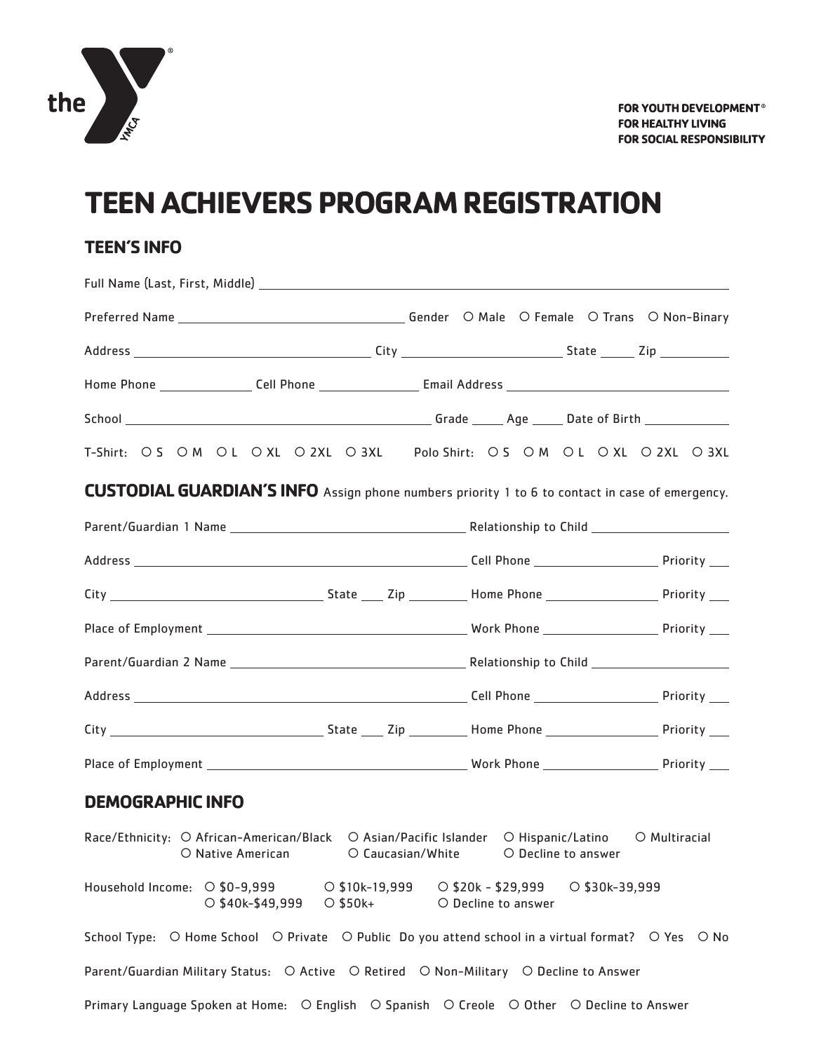the YMCA

**FOR YOUTH DEVELOPMENT®**
**FOR HEALTHY LIVING**
**FOR SOCIAL RESPONSIBILITY**

# TEEN ACHIEVERS PROGRAM REGISTRATION

## TEEN'S INFO

Full Name (Last, First, Middle) ______________________________

Preferred Name ______________ Gender ○ Male ○ Female ○ Trans ○ Non-Binary

Address ______________ City ______________ State _____ Zip _______

Home Phone __________ Cell Phone __________ Email Address ______________

School ______________ Grade _____ Age _____ Date of Birth __________

T-Shirt: ○ S ○ M ○ L ○ XL ○ 2XL ○ 3XL Polo Shirt: ○ S ○ M ○ L ○ XL ○ 2XL ○ 3XL

## CUSTODIAL GUARDIAN'S INFO

Assign phone numbers priority 1 to 6 to contact in case of emergency.

Parent/Guardian 1 Name ______________ Relationship to Child ______________

Address ______________ Cell Phone __________ Priority ___

City ______________ State ___ Zip _______ Home Phone __________ Priority ___

Place of Employment ______________ Work Phone __________ Priority ___

Parent/Guardian 2 Name ______________ Relationship to Child ______________

Address ______________ Cell Phone __________ Priority ___

City ______________ State ___ Zip _______ Home Phone __________ Priority ___

Place of Employment ______________ Work Phone __________ Priority ___

## DEMOGRAPHIC INFO

Race/Ethnicity: ○ African-American/Black ○ Asian/Pacific Islander ○ Hispanic/Latino ○ Multiracial ○ Native American ○ Caucasian/White ○ Decline to answer

Household Income: ○ $0-9,999 ○ $10k-19,999 ○ $20k - $29,999 ○ $30k-39,999 ○ $40k-$49,999 ○ $50k+ ○ Decline to answer

School Type: ○ Home School ○ Private ○ Public Do you attend school in a virtual format? ○ Yes ○ No

Parent/Guardian Military Status: ○ Active ○ Retired ○ Non-Military ○ Decline to Answer

Primary Language Spoken at Home: ○ English ○ Spanish ○ Creole ○ Other ○ Decline to Answer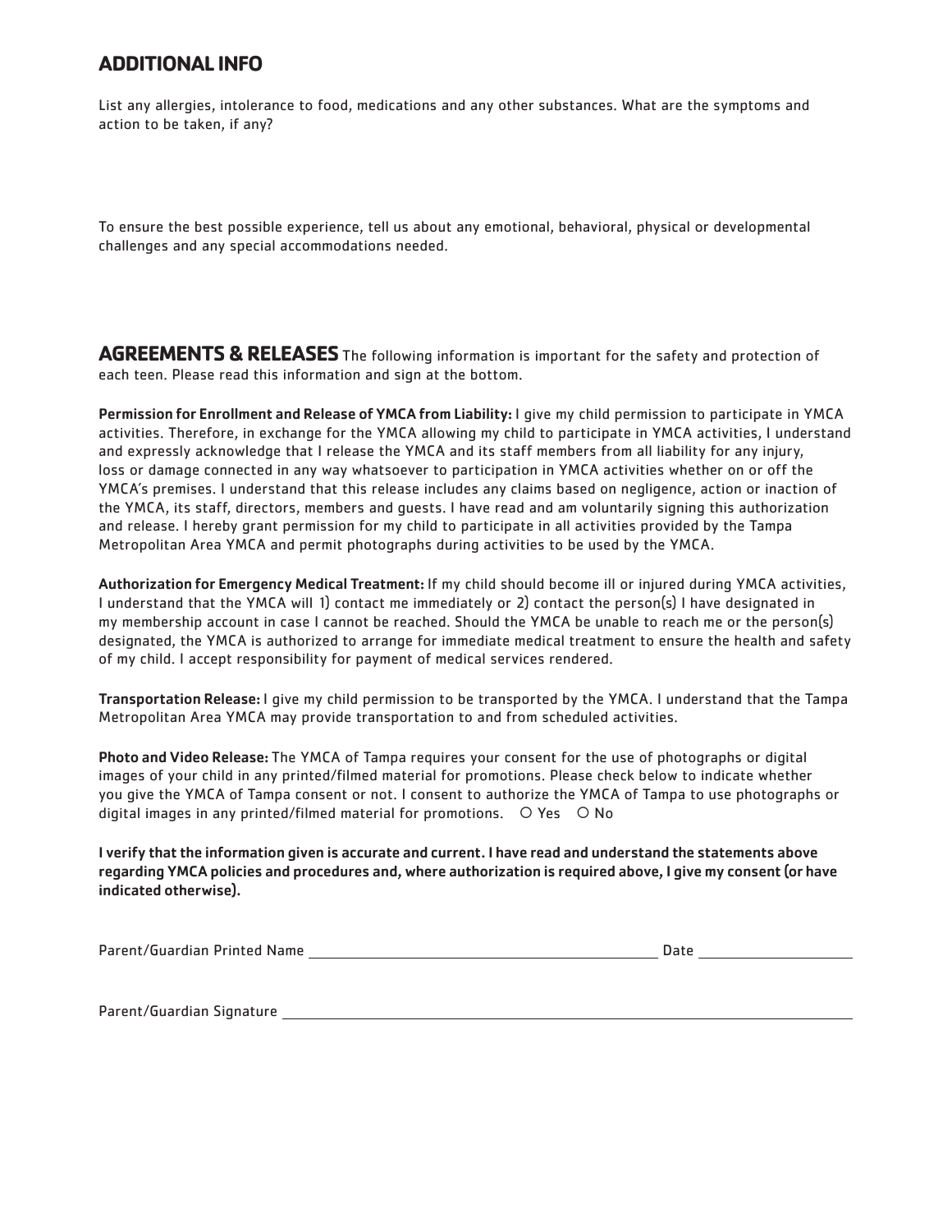## ADDITIONAL INFO

List any allergies, intolerance to food, medications and any other substances. What are the symptoms and action to be taken, if any?

To ensure the best possible experience, tell us about any emotional, behavioral, physical or developmental challenges and any special accommodations needed.

## AGREEMENTS & RELEASES

The following information is important for the safety and protection of each teen. Please read this information and sign at the bottom.

**Permission for Enrollment and Release of YMCA from Liability:** I give my child permission to participate in YMCA activities. Therefore, in exchange for the YMCA allowing my child to participate in YMCA activities, I understand and expressly acknowledge that I release the YMCA and its staff members from all liability for any injury, loss or damage connected in any way whatsoever to participation in YMCA activities whether on or off the YMCA's premises. I understand that this release includes any claims based on negligence, action or inaction of the YMCA, its staff, directors, members and guests. I have read and am voluntarily signing this authorization and release. I hereby grant permission for my child to participate in all activities provided by the Tampa Metropolitan Area YMCA and permit photographs during activities to be used by the YMCA.

**Authorization for Emergency Medical Treatment:** If my child should become ill or injured during YMCA activities, I understand that the YMCA will 1) contact me immediately or 2) contact the person(s) I have designated in my membership account in case I cannot be reached. Should the YMCA be unable to reach me or the person(s) designated, the YMCA is authorized to arrange for immediate medical treatment to ensure the health and safety of my child. I accept responsibility for payment of medical services rendered.

**Transportation Release:** I give my child permission to be transported by the YMCA. I understand that the Tampa Metropolitan Area YMCA may provide transportation to and from scheduled activities.

**Photo and Video Release:** The YMCA of Tampa requires your consent for the use of photographs or digital images of your child in any printed/filmed material for promotions. Please check below to indicate whether you give the YMCA of Tampa consent or not. I consent to authorize the YMCA of Tampa to use photographs or digital images in any printed/filmed material for promotions. ○ Yes ○ No

**I verify that the information given is accurate and current. I have read and understand the statements above regarding YMCA policies and procedures and, where authorization is required above, I give my consent (or have indicated otherwise).**

Parent/Guardian Printed Name ______________________________ Date ______________

Parent/Guardian Signature ______________________________________________